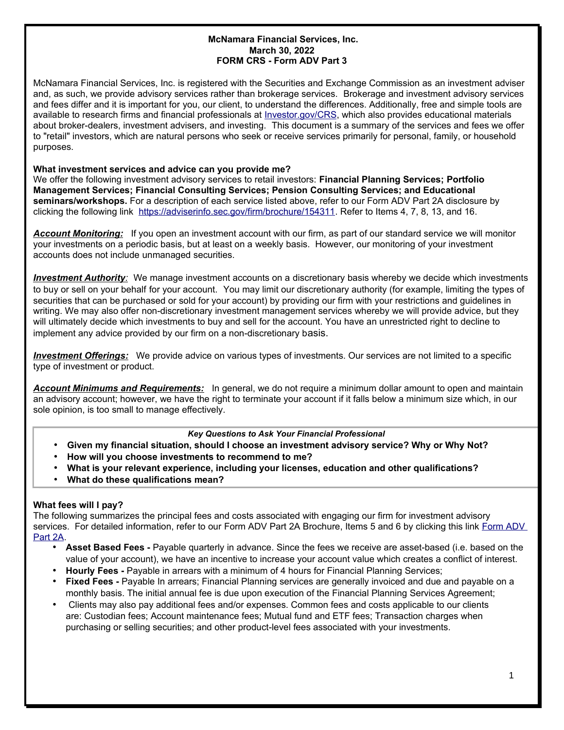**McNamara Financial Services, Inc.**
**March 30, 2022**
**FORM CRS - Form ADV Part 3**

McNamara Financial Services, Inc. is registered with the Securities and Exchange Commission as an investment adviser and, as such, we provide advisory services rather than brokerage services. Brokerage and investment advisory services and fees differ and it is important for you, our client, to understand the differences. Additionally, free and simple tools are available to research firms and financial professionals at [Investor.gov/CRS](Investor.gov/CRS), which also provides educational materials about broker-dealers, investment advisers, and investing. This document is a summary of the services and fees we offer to "retail" investors, which are natural persons who seek or receive services primarily for personal, family, or household purposes.

**What investment services and advice can you provide me?**
We offer the following investment advisory services to retail investors: **Financial Planning Services; Portfolio Management Services; Financial Consulting Services; Pension Consulting Services; and Educational seminars/workshops.** For a description of each service listed above, refer to our Form ADV Part 2A disclosure by clicking the following link [https://adviserinfo.sec.gov/firm/brochure/154311](https://adviserinfo.sec.gov/firm/brochure/154311). Refer to Items 4, 7, 8, 13, and 16.

***Account Monitoring:*** If you open an investment account with our firm, as part of our standard service we will monitor your investments on a periodic basis, but at least on a weekly basis. However, our monitoring of your investment accounts does not include unmanaged securities.

***Investment Authority:*** We manage investment accounts on a discretionary basis whereby we decide which investments to buy or sell on your behalf for your account. You may limit our discretionary authority (for example, limiting the types of securities that can be purchased or sold for your account) by providing our firm with your restrictions and guidelines in writing. We may also offer non-discretionary investment management services whereby we will provide advice, but they will ultimately decide which investments to buy and sell for the account. You have an unrestricted right to decline to implement any advice provided by our firm on a non-discretionary basis.

***Investment Offerings:*** We provide advice on various types of investments. Our services are not limited to a specific type of investment or product.

***Account Minimums and Requirements:*** In general, we do not require a minimum dollar amount to open and maintain an advisory account; however, we have the right to terminate your account if it falls below a minimum size which, in our sole opinion, is too small to manage effectively.

***Key Questions to Ask Your Financial Professional***

- **Given my financial situation, should I choose an investment advisory service? Why or Why Not?**
- **How will you choose investments to recommend to me?**
- **What is your relevant experience, including your licenses, education and other qualifications?**
- **What do these qualifications mean?**

**What fees will I pay?**
The following summarizes the principal fees and costs associated with engaging our firm for investment advisory services. For detailed information, refer to our Form ADV Part 2A Brochure, Items 5 and 6 by clicking this link [Form ADV Part 2A](Form ADV Part 2A).

- **Asset Based Fees -** Payable quarterly in advance. Since the fees we receive are asset-based (i.e. based on the value of your account), we have an incentive to increase your account value which creates a conflict of interest.
- **Hourly Fees -** Payable in arrears with a minimum of 4 hours for Financial Planning Services;
- **Fixed Fees -** Payable In arrears; Financial Planning services are generally invoiced and due and payable on a monthly basis. The initial annual fee is due upon execution of the Financial Planning Services Agreement;
- Clients may also pay additional fees and/or expenses. Common fees and costs applicable to our clients are: Custodian fees; Account maintenance fees; Mutual fund and ETF fees; Transaction charges when purchasing or selling securities; and other product-level fees associated with your investments.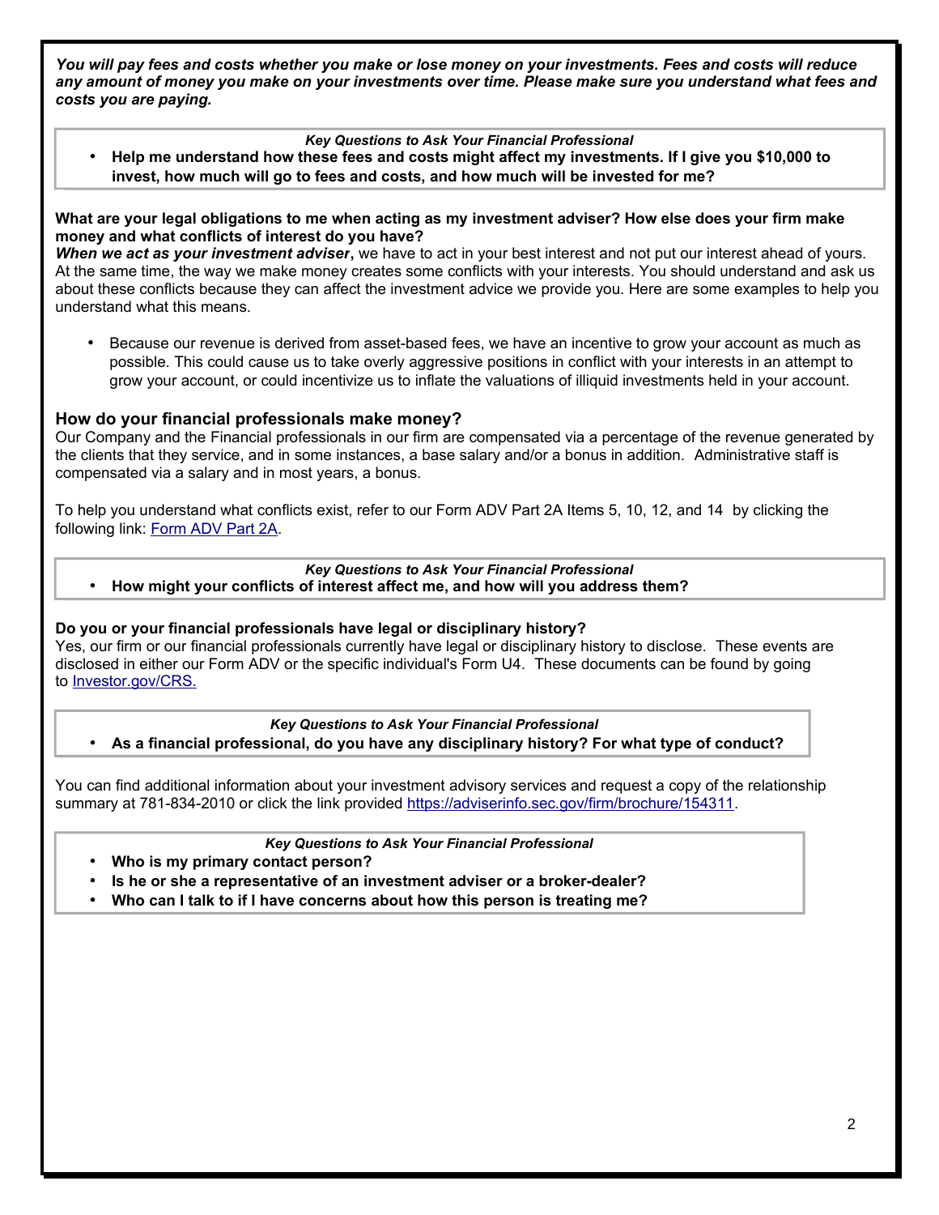***You will pay fees and costs whether you make or lose money on your investments. Fees and costs will reduce any amount of money you make on your investments over time. Please make sure you understand what fees and costs you are paying.***

*Key Questions to Ask Your Financial Professional*

- **Help me understand how these fees and costs might affect my investments. If I give you $10,000 to invest, how much will go to fees and costs, and how much will be invested for me?**

**What are your legal obligations to me when acting as my investment adviser? How else does your firm make money and what conflicts of interest do you have?**

***When we act as your investment adviser*****,** we have to act in your best interest and not put our interest ahead of yours. At the same time, the way we make money creates some conflicts with your interests. You should understand and ask us about these conflicts because they can affect the investment advice we provide you. Here are some examples to help you understand what this means.

- Because our revenue is derived from asset-based fees, we have an incentive to grow your account as much as possible. This could cause us to take overly aggressive positions in conflict with your interests in an attempt to grow your account, or could incentivize us to inflate the valuations of illiquid investments held in your account.

## How do your financial professionals make money?

Our Company and the Financial professionals in our firm are compensated via a percentage of the revenue generated by the clients that they service, and in some instances, a base salary and/or a bonus in addition. Administrative staff is compensated via a salary and in most years, a bonus.

To help you understand what conflicts exist, refer to our Form ADV Part 2A Items 5, 10, 12, and 14 by clicking the following link: Form ADV Part 2A.

*Key Questions to Ask Your Financial Professional*

- **How might your conflicts of interest affect me, and how will you address them?**

**Do you or your financial professionals have legal or disciplinary history?**

Yes, our firm or our financial professionals currently have legal or disciplinary history to disclose. These events are disclosed in either our Form ADV or the specific individual's Form U4. These documents can be found by going to Investor.gov/CRS.

*Key Questions to Ask Your Financial Professional*

- **As a financial professional, do you have any disciplinary history? For what type of conduct?**

You can find additional information about your investment advisory services and request a copy of the relationship summary at 781-834-2010 or click the link provided https://adviserinfo.sec.gov/firm/brochure/154311.

*Key Questions to Ask Your Financial Professional*

- **Who is my primary contact person?**
- **Is he or she a representative of an investment adviser or a broker-dealer?**
- **Who can I talk to if I have concerns about how this person is treating me?**